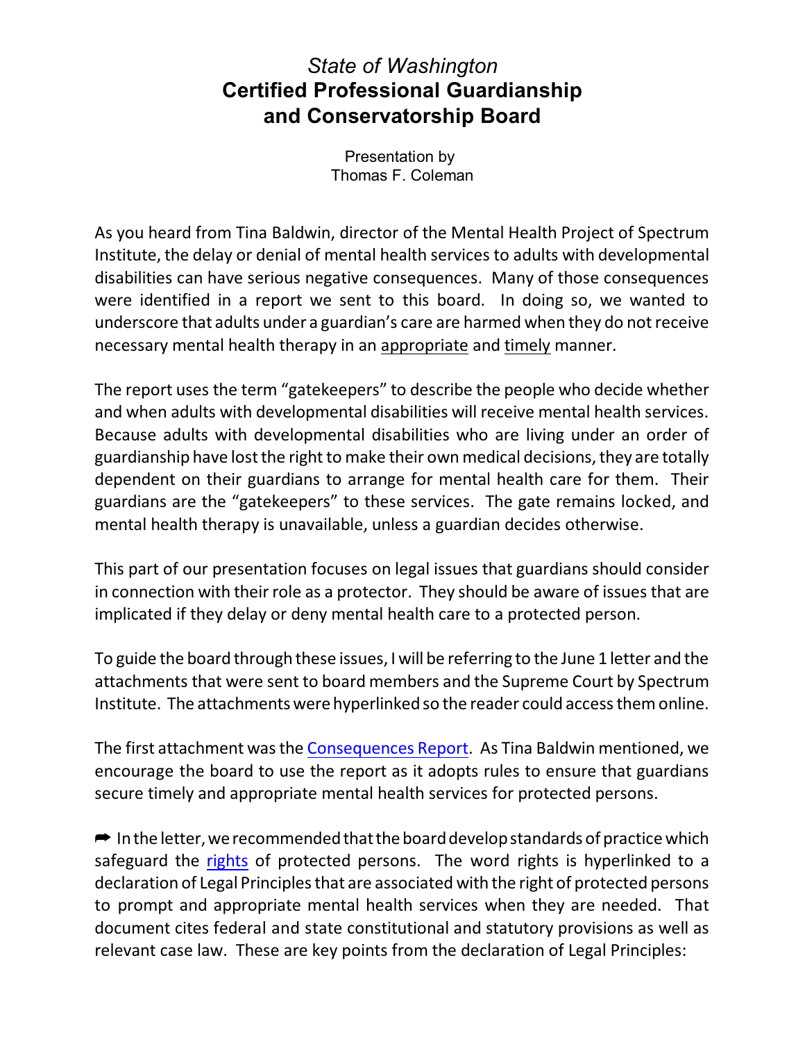# *State of Washington*
# Certified Professional Guardianship and Conservatorship Board

Presentation by
Thomas F. Coleman

As you heard from Tina Baldwin, director of the Mental Health Project of Spectrum Institute, the delay or denial of mental health services to adults with developmental disabilities can have serious negative consequences. Many of those consequences were identified in a report we sent to this board. In doing so, we wanted to underscore that adults under a guardian's care are harmed when they do not receive necessary mental health therapy in an appropriate and timely manner.

The report uses the term "gatekeepers" to describe the people who decide whether and when adults with developmental disabilities will receive mental health services. Because adults with developmental disabilities who are living under an order of guardianship have lost the right to make their own medical decisions, they are totally dependent on their guardians to arrange for mental health care for them. Their guardians are the "gatekeepers" to these services. The gate remains locked, and mental health therapy is unavailable, unless a guardian decides otherwise.

This part of our presentation focuses on legal issues that guardians should consider in connection with their role as a protector. They should be aware of issues that are implicated if they delay or deny mental health care to a protected person.

To guide the board through these issues, I will be referring to the June 1 letter and the attachments that were sent to board members and the Supreme Court by Spectrum Institute. The attachments were hyperlinked so the reader could access them online.

The first attachment was the Consequences Report. As Tina Baldwin mentioned, we encourage the board to use the report as it adopts rules to ensure that guardians secure timely and appropriate mental health services for protected persons.

➡ In the letter, we recommended that the board develop standards of practice which safeguard the rights of protected persons. The word rights is hyperlinked to a declaration of Legal Principles that are associated with the right of protected persons to prompt and appropriate mental health services when they are needed. That document cites federal and state constitutional and statutory provisions as well as relevant case law. These are key points from the declaration of Legal Principles: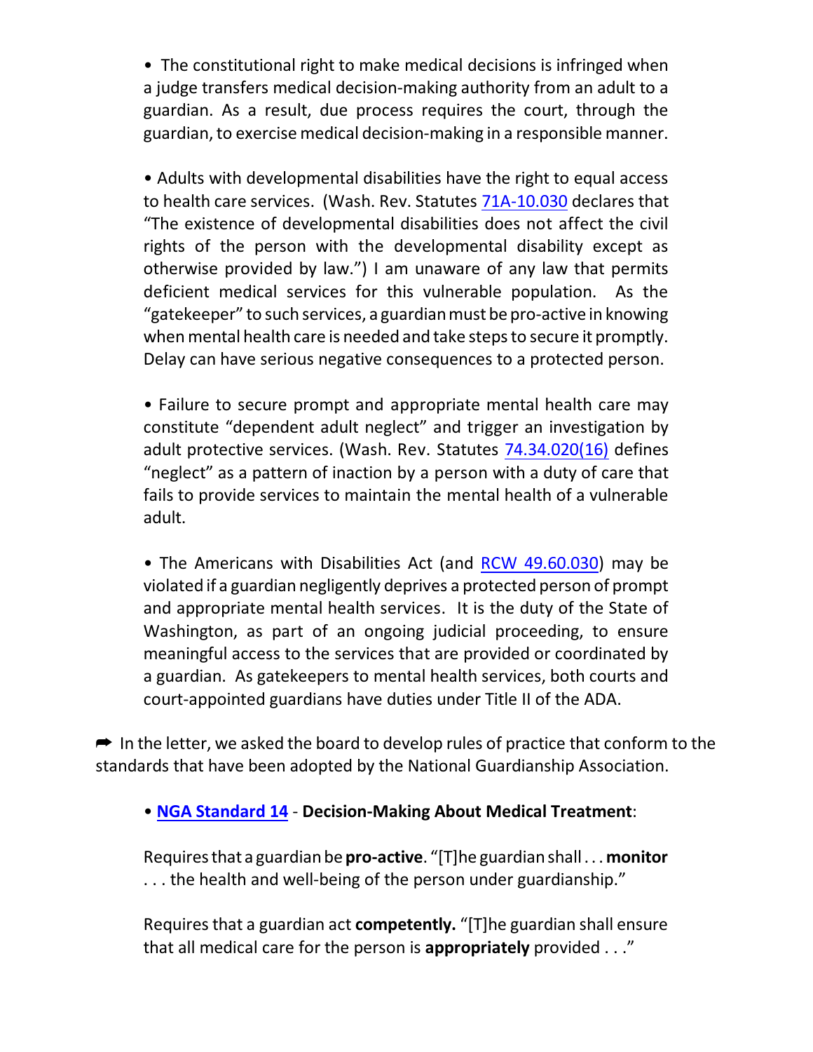- The constitutional right to make medical decisions is infringed when a judge transfers medical decision-making authority from an adult to a guardian. As a result, due process requires the court, through the guardian, to exercise medical decision-making in a responsible manner.

- Adults with developmental disabilities have the right to equal access to health care services. (Wash. Rev. Statutes [71A-10.030](71A-10.030) declares that "The existence of developmental disabilities does not affect the civil rights of the person with the developmental disability except as otherwise provided by law.") I am unaware of any law that permits deficient medical services for this vulnerable population. As the "gatekeeper" to such services, a guardian must be pro-active in knowing when mental health care is needed and take steps to secure it promptly. Delay can have serious negative consequences to a protected person.

- Failure to secure prompt and appropriate mental health care may constitute "dependent adult neglect" and trigger an investigation by adult protective services. (Wash. Rev. Statutes [74.34.020(16)](74.34.020(16)) defines "neglect" as a pattern of inaction by a person with a duty of care that fails to provide services to maintain the mental health of a vulnerable adult.

- The Americans with Disabilities Act (and [RCW 49.60.030](RCW 49.60.030)) may be violated if a guardian negligently deprives a protected person of prompt and appropriate mental health services. It is the duty of the State of Washington, as part of an ongoing judicial proceeding, to ensure meaningful access to the services that are provided or coordinated by a guardian. As gatekeepers to mental health services, both courts and court-appointed guardians have duties under Title II of the ADA.

➦ In the letter, we asked the board to develop rules of practice that conform to the standards that have been adopted by the National Guardianship Association.

- **[NGA Standard 14](NGA Standard 14)** - **Decision-Making About Medical Treatment**:

  Requires that a guardian be **pro-active**. "[T]he guardian shall . . . **monitor** . . . the health and well-being of the person under guardianship."

  Requires that a guardian act **competently.** "[T]he guardian shall ensure that all medical care for the person is **appropriately** provided . . ."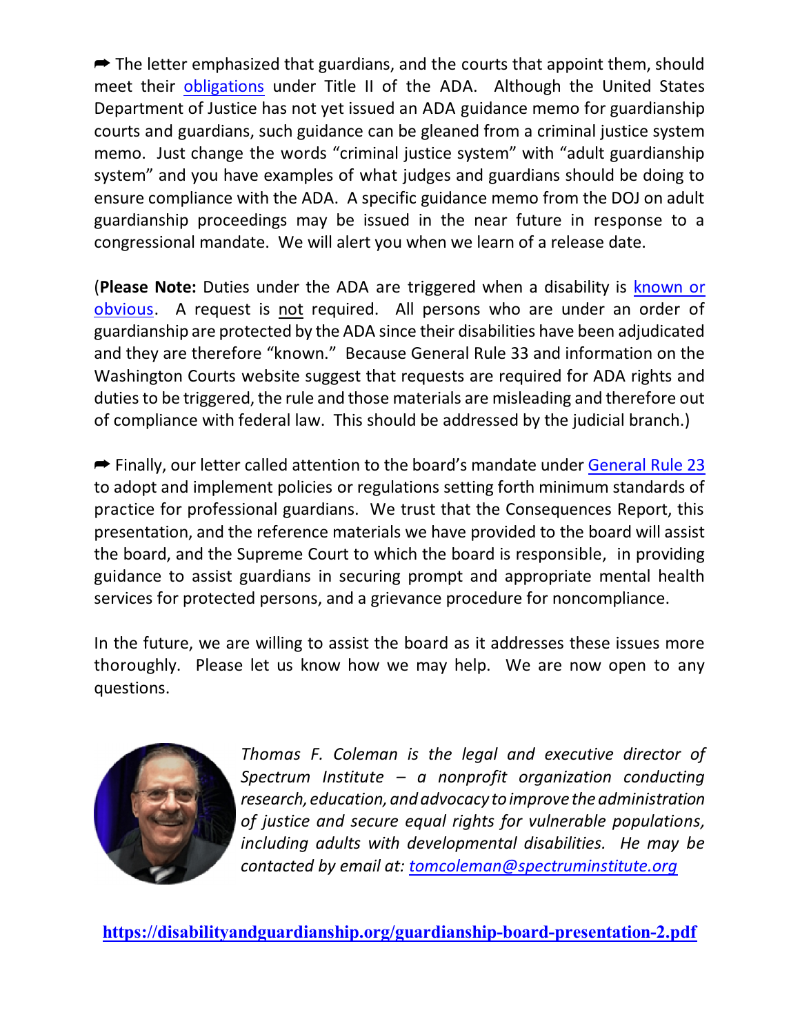➡ The letter emphasized that guardians, and the courts that appoint them, should meet their obligations under Title II of the ADA. Although the United States Department of Justice has not yet issued an ADA guidance memo for guardianship courts and guardians, such guidance can be gleaned from a criminal justice system memo. Just change the words "criminal justice system" with "adult guardianship system" and you have examples of what judges and guardians should be doing to ensure compliance with the ADA. A specific guidance memo from the DOJ on adult guardianship proceedings may be issued in the near future in response to a congressional mandate. We will alert you when we learn of a release date.

(**Please Note:** Duties under the ADA are triggered when a disability is known or obvious. A request is not required. All persons who are under an order of guardianship are protected by the ADA since their disabilities have been adjudicated and they are therefore "known." Because General Rule 33 and information on the Washington Courts website suggest that requests are required for ADA rights and duties to be triggered, the rule and those materials are misleading and therefore out of compliance with federal law. This should be addressed by the judicial branch.)

➡ Finally, our letter called attention to the board's mandate under General Rule 23 to adopt and implement policies or regulations setting forth minimum standards of practice for professional guardians. We trust that the Consequences Report, this presentation, and the reference materials we have provided to the board will assist the board, and the Supreme Court to which the board is responsible, in providing guidance to assist guardians in securing prompt and appropriate mental health services for protected persons, and a grievance procedure for noncompliance.

In the future, we are willing to assist the board as it addresses these issues more thoroughly. Please let us know how we may help. We are now open to any questions.

*Thomas F. Coleman is the legal and executive director of Spectrum Institute – a nonprofit organization conducting research, education, and advocacy to improve the administration of justice and secure equal rights for vulnerable populations, including adults with developmental disabilities. He may be contacted by email at: tomcoleman@spectruminstitute.org*

**https://disabilityandguardianship.org/guardianship-board-presentation-2.pdf**